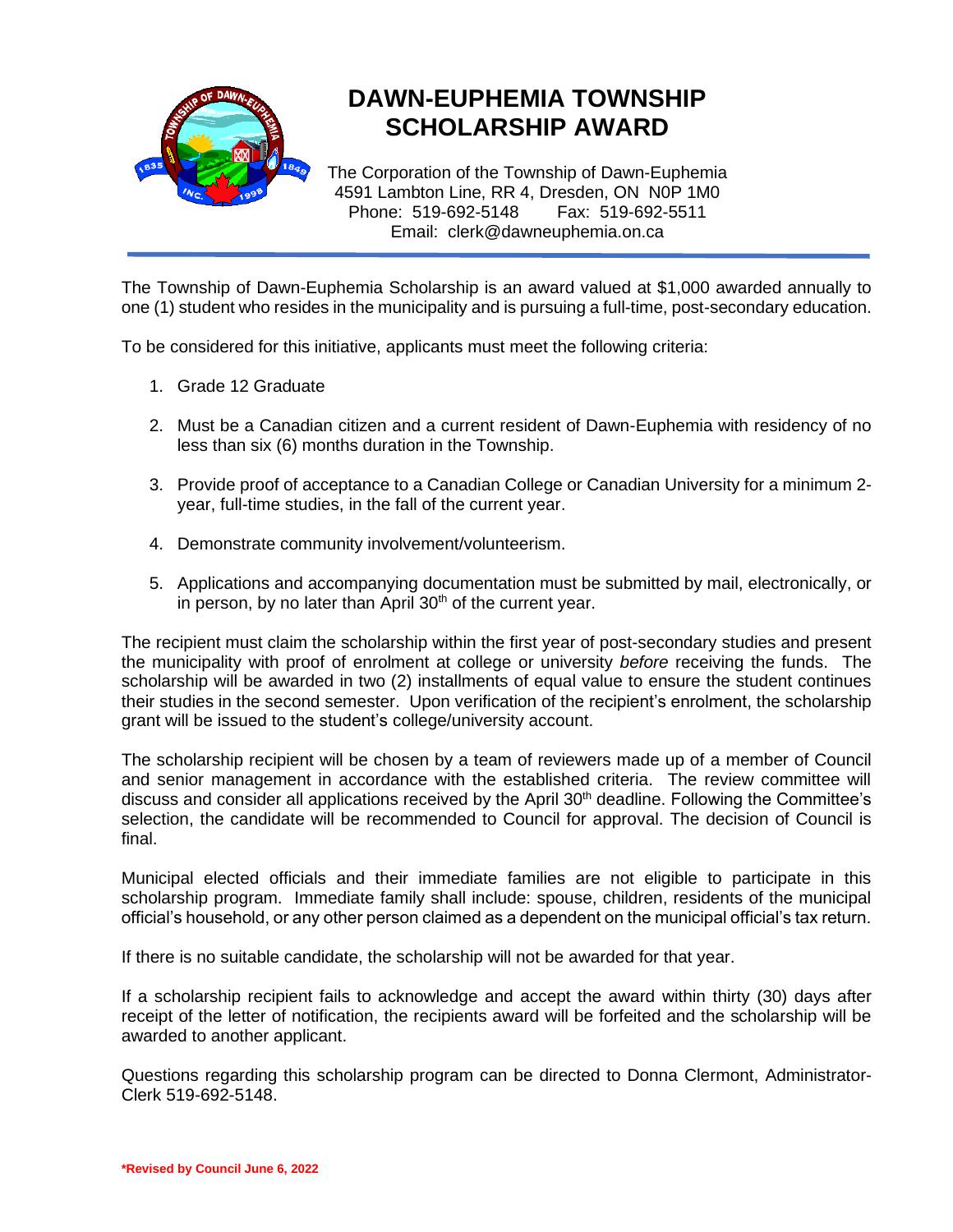# DAWN-EUPHEMIA TOWNSHIP SCHOLARSHIP AWARD

The Corporation of the Township of Dawn-Euphemia
4591 Lambton Line, RR 4, Dresden, ON N0P 1M0
Phone: 519-692-5148 Fax: 519-692-5511
Email: clerk@dawneuphemia.on.ca

---

The Township of Dawn-Euphemia Scholarship is an award valued at $1,000 awarded annually to one (1) student who resides in the municipality and is pursuing a full-time, post-secondary education.

To be considered for this initiative, applicants must meet the following criteria:

1. Grade 12 Graduate
2. Must be a Canadian citizen and a current resident of Dawn-Euphemia with residency of no less than six (6) months duration in the Township.
3. Provide proof of acceptance to a Canadian College or Canadian University for a minimum 2-year, full-time studies, in the fall of the current year.
4. Demonstrate community involvement/volunteerism.
5. Applications and accompanying documentation must be submitted by mail, electronically, or in person, by no later than April 30th of the current year.

The recipient must claim the scholarship within the first year of post-secondary studies and present the municipality with proof of enrolment at college or university *before* receiving the funds. The scholarship will be awarded in two (2) installments of equal value to ensure the student continues their studies in the second semester. Upon verification of the recipient's enrolment, the scholarship grant will be issued to the student's college/university account.

The scholarship recipient will be chosen by a team of reviewers made up of a member of Council and senior management in accordance with the established criteria. The review committee will discuss and consider all applications received by the April 30th deadline. Following the Committee's selection, the candidate will be recommended to Council for approval. The decision of Council is final.

Municipal elected officials and their immediate families are not eligible to participate in this scholarship program. Immediate family shall include: spouse, children, residents of the municipal official's household, or any other person claimed as a dependent on the municipal official's tax return.

If there is no suitable candidate, the scholarship will not be awarded for that year.

If a scholarship recipient fails to acknowledge and accept the award within thirty (30) days after receipt of the letter of notification, the recipients award will be forfeited and the scholarship will be awarded to another applicant.

Questions regarding this scholarship program can be directed to Donna Clermont, Administrator-Clerk 519-692-5148.

***Revised by Council June 6, 2022**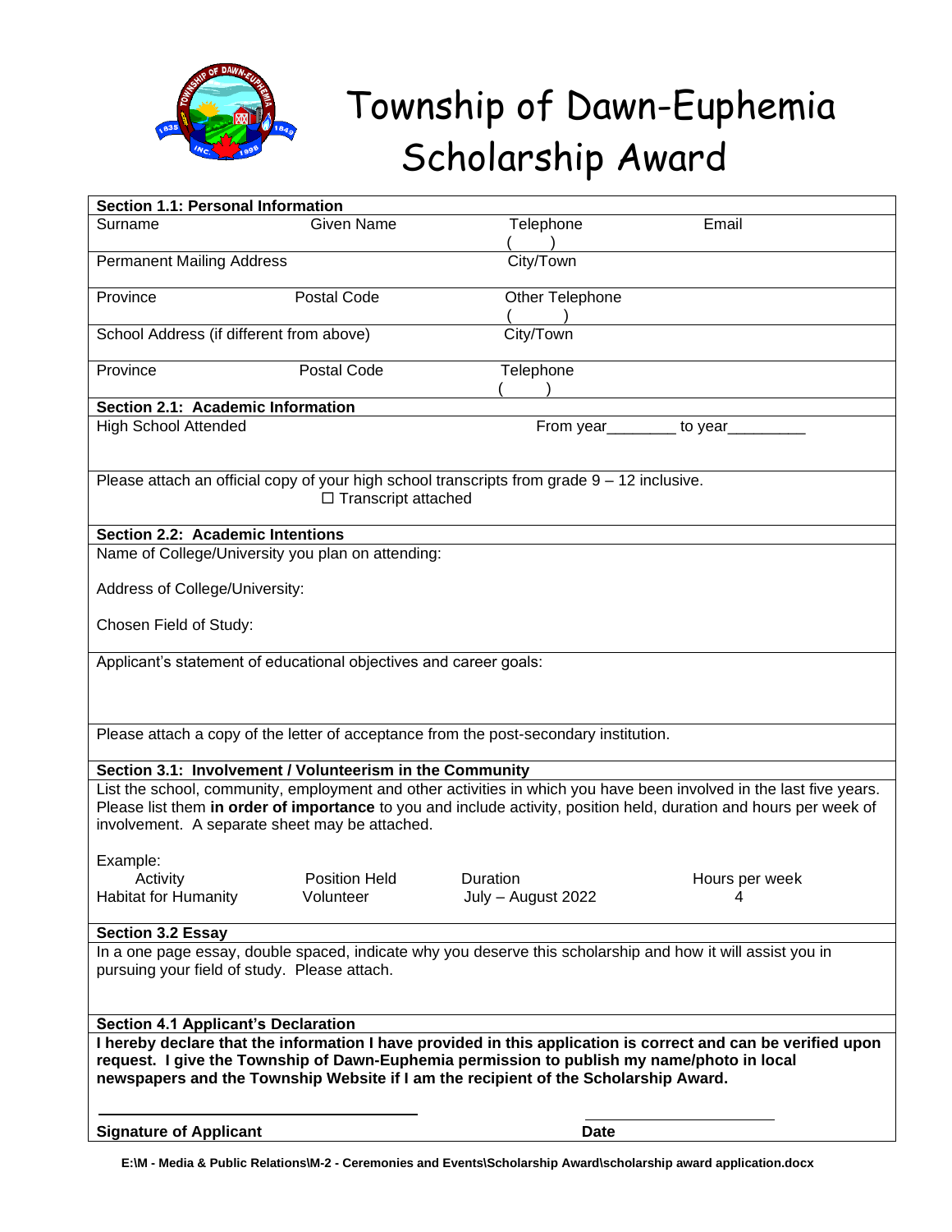# Township of Dawn-Euphemia Scholarship Award

**Section 1.1: Personal Information**

| Surname | Given Name | Telephone ( ) | Email |
|---|---|---|---|
| Permanent Mailing Address | | City/Town | |
| Province | Postal Code | Other Telephone ( ) | |
| School Address (if different from above) | | City/Town | |
| Province | Postal Code | Telephone ( ) | |

**Section 2.1: Academic Information**

High School Attended — From year________ to year_________

Please attach an official copy of your high school transcripts from grade 9 – 12 inclusive.

☐ Transcript attached

**Section 2.2: Academic Intentions**

Name of College/University you plan on attending:

Address of College/University:

Chosen Field of Study:

Applicant's statement of educational objectives and career goals:

Please attach a copy of the letter of acceptance from the post-secondary institution.

**Section 3.1: Involvement / Volunteerism in the Community**

List the school, community, employment and other activities in which you have been involved in the last five years. Please list them **in order of importance** to you and include activity, position held, duration and hours per week of involvement. A separate sheet may be attached.

Example:

| Activity | Position Held | Duration | Hours per week |
|---|---|---|---|
| Habitat for Humanity | Volunteer | July – August 2022 | 4 |

**Section 3.2 Essay**

In a one page essay, double spaced, indicate why you deserve this scholarship and how it will assist you in pursuing your field of study. Please attach.

**Section 4.1 Applicant's Declaration**

**I hereby declare that the information I have provided in this application is correct and can be verified upon request. I give the Township of Dawn-Euphemia permission to publish my name/photo in local newspapers and the Township Website if I am the recipient of the Scholarship Award.**

**Signature of Applicant** ______________________ **Date** ______________________

**E:\M - Media & Public Relations\M-2 - Ceremonies and Events\Scholarship Award\scholarship award application.docx**